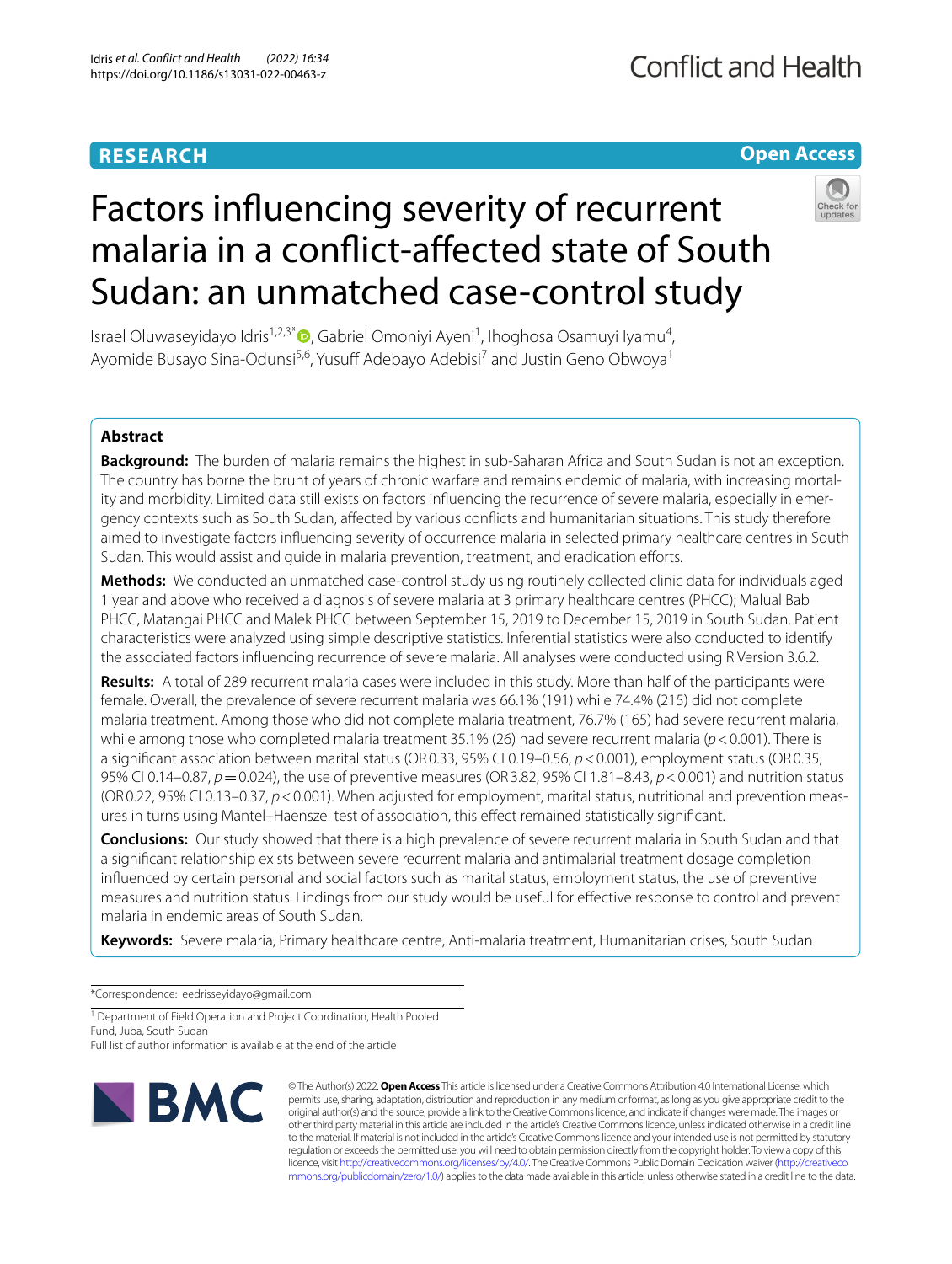**RESEARCH** **Open Access**

# Factors influencing severity of recurrent malaria in a conflict-affected state of South Sudan: an unmatched case-control study

Israel Oluwaseyidayo Idris[1,2,3*], Gabriel Omoniyi Ayeni[1], Ihoghosa Osamuyi Iyamu[4], Ayomide Busayo Sina-Odunsi[5,6], Yusuff Adebayo Adebisi[7] and Justin Geno Obwoya[1]

## Abstract

**Background:** The burden of malaria remains the highest in sub-Saharan Africa and South Sudan is not an exception. The country has borne the brunt of years of chronic warfare and remains endemic of malaria, with increasing mortality and morbidity. Limited data still exists on factors influencing the recurrence of severe malaria, especially in emergency contexts such as South Sudan, affected by various conflicts and humanitarian situations. This study therefore aimed to investigate factors influencing severity of occurrence malaria in selected primary healthcare centres in South Sudan. This would assist and guide in malaria prevention, treatment, and eradication efforts.

**Methods:** We conducted an unmatched case-control study using routinely collected clinic data for individuals aged 1 year and above who received a diagnosis of severe malaria at 3 primary healthcare centres (PHCC); Malual Bab PHCC, Matangai PHCC and Malek PHCC between September 15, 2019 to December 15, 2019 in South Sudan. Patient characteristics were analyzed using simple descriptive statistics. Inferential statistics were also conducted to identify the associated factors influencing recurrence of severe malaria. All analyses were conducted using R Version 3.6.2.

**Results:** A total of 289 recurrent malaria cases were included in this study. More than half of the participants were female. Overall, the prevalence of severe recurrent malaria was 66.1% (191) while 74.4% (215) did not complete malaria treatment. Among those who did not complete malaria treatment, 76.7% (165) had severe recurrent malaria, while among those who completed malaria treatment 35.1% (26) had severe recurrent malaria ($p<0.001$). There is a significant association between marital status (OR 0.33, 95% CI 0.19–0.56, $p<0.001$), employment status (OR 0.35, 95% CI 0.14–0.87, $p=0.024$), the use of preventive measures (OR 3.82, 95% CI 1.81–8.43, $p<0.001$) and nutrition status (OR 0.22, 95% CI 0.13–0.37, $p<0.001$). When adjusted for employment, marital status, nutritional and prevention measures in turns using Mantel–Haenszel test of association, this effect remained statistically significant.

**Conclusions:** Our study showed that there is a high prevalence of severe recurrent malaria in South Sudan and that a significant relationship exists between severe recurrent malaria and antimalarial treatment dosage completion influenced by certain personal and social factors such as marital status, employment status, the use of preventive measures and nutrition status. Findings from our study would be useful for effective response to control and prevent malaria in endemic areas of South Sudan.

**Keywords:** Severe malaria, Primary healthcare centre, Anti-malaria treatment, Humanitarian crises, South Sudan

*Correspondence: eedrisseyidayo@gmail.com

[1] Department of Field Operation and Project Coordination, Health Pooled Fund, Juba, South Sudan

Full list of author information is available at the end of the article

© The Author(s) 2022. **Open Access** This article is licensed under a Creative Commons Attribution 4.0 International License, which permits use, sharing, adaptation, distribution and reproduction in any medium or format, as long as you give appropriate credit to the original author(s) and the source, provide a link to the Creative Commons licence, and indicate if changes were made. The images or other third party material in this article are included in the article's Creative Commons licence, unless indicated otherwise in a credit line to the material. If material is not included in the article's Creative Commons licence and your intended use is not permitted by statutory regulation or exceeds the permitted use, you will need to obtain permission directly from the copyright holder. To view a copy of this licence, visit http://creativecommons.org/licenses/by/4.0/. The Creative Commons Public Domain Dedication waiver (http://creativecommons.org/publicdomain/zero/1.0/) applies to the data made available in this article, unless otherwise stated in a credit line to the data.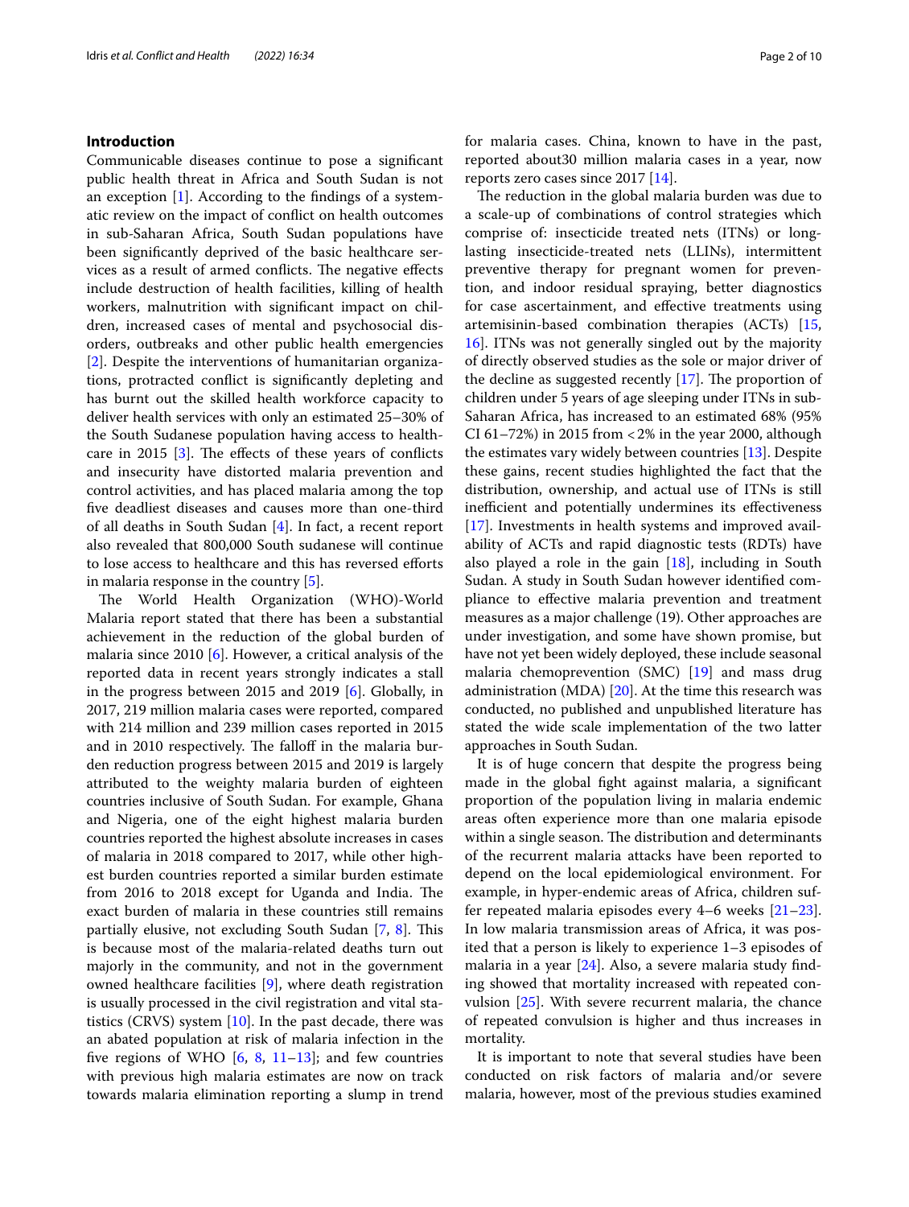## Introduction

Communicable diseases continue to pose a significant public health threat in Africa and South Sudan is not an exception [1]. According to the findings of a systematic review on the impact of conflict on health outcomes in sub-Saharan Africa, South Sudan populations have been significantly deprived of the basic healthcare services as a result of armed conflicts. The negative effects include destruction of health facilities, killing of health workers, malnutrition with significant impact on children, increased cases of mental and psychosocial disorders, outbreaks and other public health emergencies [2]. Despite the interventions of humanitarian organizations, protracted conflict is significantly depleting and has burnt out the skilled health workforce capacity to deliver health services with only an estimated 25–30% of the South Sudanese population having access to healthcare in 2015 [3]. The effects of these years of conflicts and insecurity have distorted malaria prevention and control activities, and has placed malaria among the top five deadliest diseases and causes more than one-third of all deaths in South Sudan [4]. In fact, a recent report also revealed that 800,000 South sudanese will continue to lose access to healthcare and this has reversed efforts in malaria response in the country [5].

The World Health Organization (WHO)-World Malaria report stated that there has been a substantial achievement in the reduction of the global burden of malaria since 2010 [6]. However, a critical analysis of the reported data in recent years strongly indicates a stall in the progress between 2015 and 2019 [6]. Globally, in 2017, 219 million malaria cases were reported, compared with 214 million and 239 million cases reported in 2015 and in 2010 respectively. The falloff in the malaria burden reduction progress between 2015 and 2019 is largely attributed to the weighty malaria burden of eighteen countries inclusive of South Sudan. For example, Ghana and Nigeria, one of the eight highest malaria burden countries reported the highest absolute increases in cases of malaria in 2018 compared to 2017, while other highest burden countries reported a similar burden estimate from 2016 to 2018 except for Uganda and India. The exact burden of malaria in these countries still remains partially elusive, not excluding South Sudan [7, 8]. This is because most of the malaria-related deaths turn out majorly in the community, and not in the government owned healthcare facilities [9], where death registration is usually processed in the civil registration and vital statistics (CRVS) system [10]. In the past decade, there was an abated population at risk of malaria infection in the five regions of WHO [6, 8, 11–13]; and few countries with previous high malaria estimates are now on track towards malaria elimination reporting a slump in trend for malaria cases. China, known to have in the past, reported about30 million malaria cases in a year, now reports zero cases since 2017 [14].

The reduction in the global malaria burden was due to a scale-up of combinations of control strategies which comprise of: insecticide treated nets (ITNs) or long-lasting insecticide-treated nets (LLINs), intermittent preventive therapy for pregnant women for prevention, and indoor residual spraying, better diagnostics for case ascertainment, and effective treatments using artemisinin-based combination therapies (ACTs) [15, 16]. ITNs was not generally singled out by the majority of directly observed studies as the sole or major driver of the decline as suggested recently [17]. The proportion of children under 5 years of age sleeping under ITNs in sub-Saharan Africa, has increased to an estimated 68% (95% CI 61–72%) in 2015 from <2% in the year 2000, although the estimates vary widely between countries [13]. Despite these gains, recent studies highlighted the fact that the distribution, ownership, and actual use of ITNs is still inefficient and potentially undermines its effectiveness [17]. Investments in health systems and improved availability of ACTs and rapid diagnostic tests (RDTs) have also played a role in the gain [18], including in South Sudan. A study in South Sudan however identified compliance to effective malaria prevention and treatment measures as a major challenge (19). Other approaches are under investigation, and some have shown promise, but have not yet been widely deployed, these include seasonal malaria chemoprevention (SMC) [19] and mass drug administration (MDA) [20]. At the time this research was conducted, no published and unpublished literature has stated the wide scale implementation of the two latter approaches in South Sudan.

It is of huge concern that despite the progress being made in the global fight against malaria, a significant proportion of the population living in malaria endemic areas often experience more than one malaria episode within a single season. The distribution and determinants of the recurrent malaria attacks have been reported to depend on the local epidemiological environment. For example, in hyper-endemic areas of Africa, children suffer repeated malaria episodes every 4–6 weeks [21–23]. In low malaria transmission areas of Africa, it was posited that a person is likely to experience 1–3 episodes of malaria in a year [24]. Also, a severe malaria study finding showed that mortality increased with repeated convulsion [25]. With severe recurrent malaria, the chance of repeated convulsion is higher and thus increases in mortality.

It is important to note that several studies have been conducted on risk factors of malaria and/or severe malaria, however, most of the previous studies examined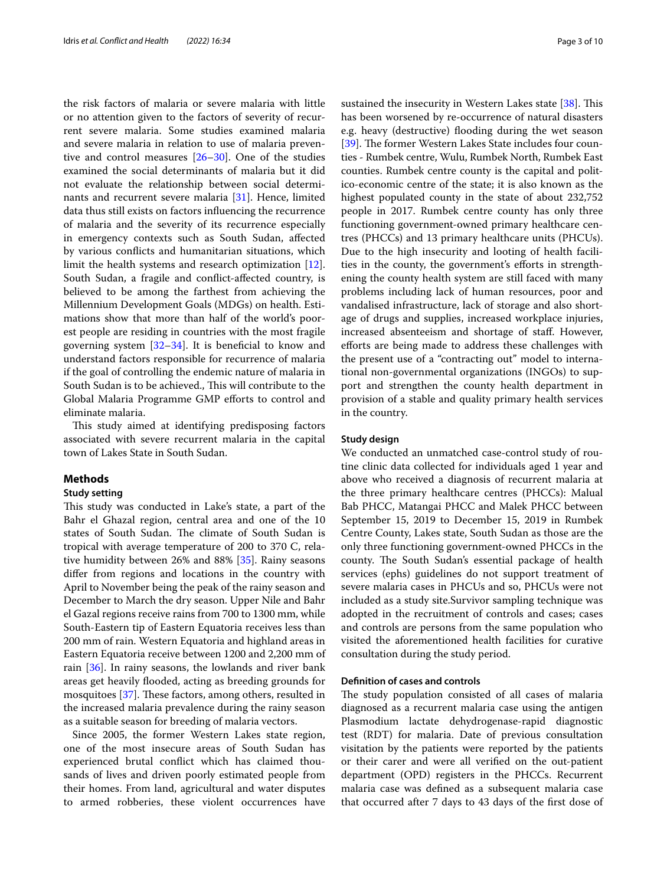the risk factors of malaria or severe malaria with little or no attention given to the factors of severity of recurrent severe malaria. Some studies examined malaria and severe malaria in relation to use of malaria preventive and control measures [26–30]. One of the studies examined the social determinants of malaria but it did not evaluate the relationship between social determinants and recurrent severe malaria [31]. Hence, limited data thus still exists on factors influencing the recurrence of malaria and the severity of its recurrence especially in emergency contexts such as South Sudan, affected by various conflicts and humanitarian situations, which limit the health systems and research optimization [12]. South Sudan, a fragile and conflict-affected country, is believed to be among the farthest from achieving the Millennium Development Goals (MDGs) on health. Estimations show that more than half of the world's poorest people are residing in countries with the most fragile governing system [32–34]. It is beneficial to know and understand factors responsible for recurrence of malaria if the goal of controlling the endemic nature of malaria in South Sudan is to be achieved., This will contribute to the Global Malaria Programme GMP efforts to control and eliminate malaria.

This study aimed at identifying predisposing factors associated with severe recurrent malaria in the capital town of Lakes State in South Sudan.

## Methods

### Study setting

This study was conducted in Lake's state, a part of the Bahr el Ghazal region, central area and one of the 10 states of South Sudan. The climate of South Sudan is tropical with average temperature of 200 to 370 C, relative humidity between 26% and 88% [35]. Rainy seasons differ from regions and locations in the country with April to November being the peak of the rainy season and December to March the dry season. Upper Nile and Bahr el Gazal regions receive rains from 700 to 1300 mm, while South-Eastern tip of Eastern Equatoria receives less than 200 mm of rain. Western Equatoria and highland areas in Eastern Equatoria receive between 1200 and 2,200 mm of rain [36]. In rainy seasons, the lowlands and river bank areas get heavily flooded, acting as breeding grounds for mosquitoes [37]. These factors, among others, resulted in the increased malaria prevalence during the rainy season as a suitable season for breeding of malaria vectors.

Since 2005, the former Western Lakes state region, one of the most insecure areas of South Sudan has experienced brutal conflict which has claimed thousands of lives and driven poorly estimated people from their homes. From land, agricultural and water disputes to armed robberies, these violent occurrences have sustained the insecurity in Western Lakes state [38]. This has been worsened by re-occurrence of natural disasters e.g. heavy (destructive) flooding during the wet season [39]. The former Western Lakes State includes four counties - Rumbek centre, Wulu, Rumbek North, Rumbek East counties. Rumbek centre county is the capital and politico-economic centre of the state; it is also known as the highest populated county in the state of about 232,752 people in 2017. Rumbek centre county has only three functioning government-owned primary healthcare centres (PHCCs) and 13 primary healthcare units (PHCUs). Due to the high insecurity and looting of health facilities in the county, the government's efforts in strengthening the county health system are still faced with many problems including lack of human resources, poor and vandalised infrastructure, lack of storage and also shortage of drugs and supplies, increased workplace injuries, increased absenteeism and shortage of staff. However, efforts are being made to address these challenges with the present use of a "contracting out" model to international non-governmental organizations (INGOs) to support and strengthen the county health department in provision of a stable and quality primary health services in the country.

### Study design

We conducted an unmatched case-control study of routine clinic data collected for individuals aged 1 year and above who received a diagnosis of recurrent malaria at the three primary healthcare centres (PHCCs): Malual Bab PHCC, Matangai PHCC and Malek PHCC between September 15, 2019 to December 15, 2019 in Rumbek Centre County, Lakes state, South Sudan as those are the only three functioning government-owned PHCCs in the county. The South Sudan's essential package of health services (ephs) guidelines do not support treatment of severe malaria cases in PHCUs and so, PHCUs were not included as a study site.Survivor sampling technique was adopted in the recruitment of controls and cases; cases and controls are persons from the same population who visited the aforementioned health facilities for curative consultation during the study period.

### Definition of cases and controls

The study population consisted of all cases of malaria diagnosed as a recurrent malaria case using the antigen Plasmodium lactate dehydrogenase-rapid diagnostic test (RDT) for malaria. Date of previous consultation visitation by the patients were reported by the patients or their carer and were all verified on the out-patient department (OPD) registers in the PHCCs. Recurrent malaria case was defined as a subsequent malaria case that occurred after 7 days to 43 days of the first dose of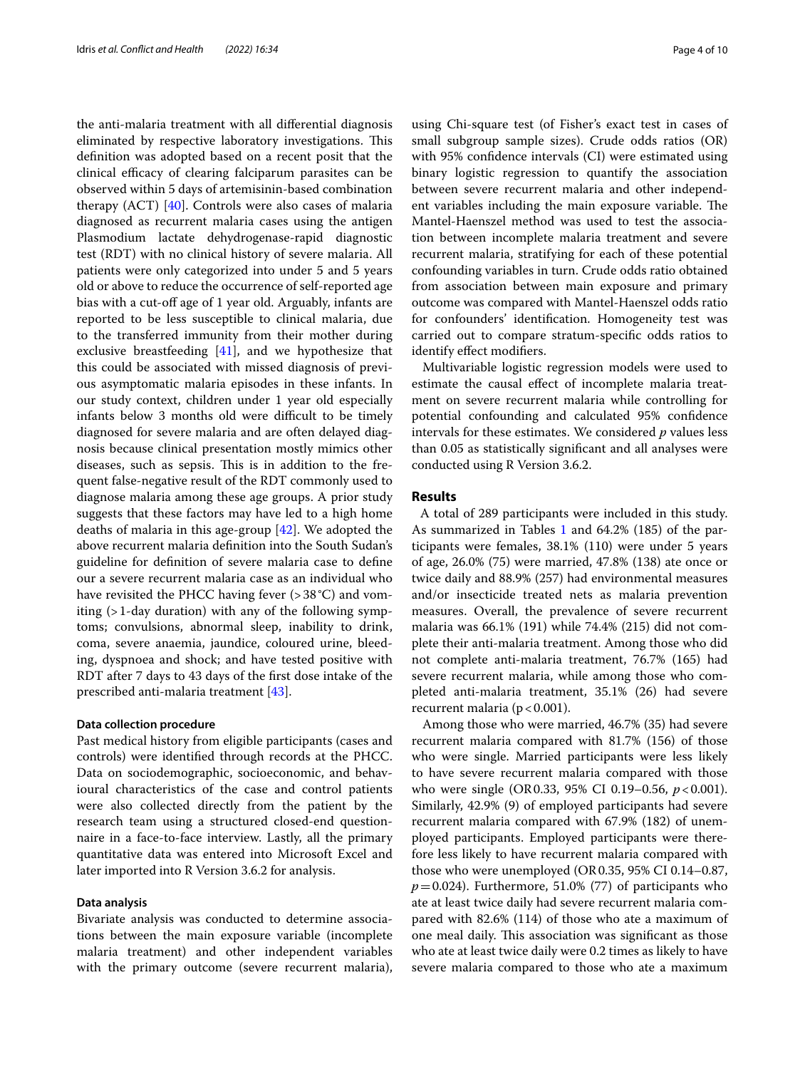the anti-malaria treatment with all differential diagnosis eliminated by respective laboratory investigations. This definition was adopted based on a recent posit that the clinical efficacy of clearing falciparum parasites can be observed within 5 days of artemisinin-based combination therapy (ACT) [40]. Controls were also cases of malaria diagnosed as recurrent malaria cases using the antigen Plasmodium lactate dehydrogenase-rapid diagnostic test (RDT) with no clinical history of severe malaria. All patients were only categorized into under 5 and 5 years old or above to reduce the occurrence of self-reported age bias with a cut-off age of 1 year old. Arguably, infants are reported to be less susceptible to clinical malaria, due to the transferred immunity from their mother during exclusive breastfeeding [41], and we hypothesize that this could be associated with missed diagnosis of previous asymptomatic malaria episodes in these infants. In our study context, children under 1 year old especially infants below 3 months old were difficult to be timely diagnosed for severe malaria and are often delayed diagnosis because clinical presentation mostly mimics other diseases, such as sepsis. This is in addition to the frequent false-negative result of the RDT commonly used to diagnose malaria among these age groups. A prior study suggests that these factors may have led to a high home deaths of malaria in this age-group [42]. We adopted the above recurrent malaria definition into the South Sudan's guideline for definition of severe malaria case to define our a severe recurrent malaria case as an individual who have revisited the PHCC having fever (> 38 °C) and vomiting (> 1-day duration) with any of the following symptoms; convulsions, abnormal sleep, inability to drink, coma, severe anaemia, jaundice, coloured urine, bleeding, dyspnoea and shock; and have tested positive with RDT after 7 days to 43 days of the first dose intake of the prescribed anti-malaria treatment [43].

#### Data collection procedure

Past medical history from eligible participants (cases and controls) were identified through records at the PHCC. Data on sociodemographic, socioeconomic, and behavioural characteristics of the case and control patients were also collected directly from the patient by the research team using a structured closed-end questionnaire in a face-to-face interview. Lastly, all the primary quantitative data was entered into Microsoft Excel and later imported into R Version 3.6.2 for analysis.

#### Data analysis

Bivariate analysis was conducted to determine associations between the main exposure variable (incomplete malaria treatment) and other independent variables with the primary outcome (severe recurrent malaria), using Chi-square test (of Fisher's exact test in cases of small subgroup sample sizes). Crude odds ratios (OR) with 95% confidence intervals (CI) were estimated using binary logistic regression to quantify the association between severe recurrent malaria and other independent variables including the main exposure variable. The Mantel-Haenszel method was used to test the association between incomplete malaria treatment and severe recurrent malaria, stratifying for each of these potential confounding variables in turn. Crude odds ratio obtained from association between main exposure and primary outcome was compared with Mantel-Haenszel odds ratio for confounders' identification. Homogeneity test was carried out to compare stratum-specific odds ratios to identify effect modifiers.

Multivariable logistic regression models were used to estimate the causal effect of incomplete malaria treatment on severe recurrent malaria while controlling for potential confounding and calculated 95% confidence intervals for these estimates. We considered *p* values less than 0.05 as statistically significant and all analyses were conducted using R Version 3.6.2.

## Results

A total of 289 participants were included in this study. As summarized in Tables 1 and 64.2% (185) of the participants were females, 38.1% (110) were under 5 years of age, 26.0% (75) were married, 47.8% (138) ate once or twice daily and 88.9% (257) had environmental measures and/or insecticide treated nets as malaria prevention measures. Overall, the prevalence of severe recurrent malaria was 66.1% (191) while 74.4% (215) did not complete their anti-malaria treatment. Among those who did not complete anti-malaria treatment, 76.7% (165) had severe recurrent malaria, while among those who completed anti-malaria treatment, 35.1% (26) had severe recurrent malaria ($p < 0.001$).

Among those who were married, 46.7% (35) had severe recurrent malaria compared with 81.7% (156) of those who were single. Married participants were less likely to have severe recurrent malaria compared with those who were single (OR 0.33, 95% CI 0.19–0.56, $p < 0.001$). Similarly, 42.9% (9) of employed participants had severe recurrent malaria compared with 67.9% (182) of unemployed participants. Employed participants were therefore less likely to have recurrent malaria compared with those who were unemployed (OR 0.35, 95% CI 0.14–0.87, $p = 0.024$). Furthermore, 51.0% (77) of participants who ate at least twice daily had severe recurrent malaria compared with 82.6% (114) of those who ate a maximum of one meal daily. This association was significant as those who ate at least twice daily were 0.2 times as likely to have severe malaria compared to those who ate a maximum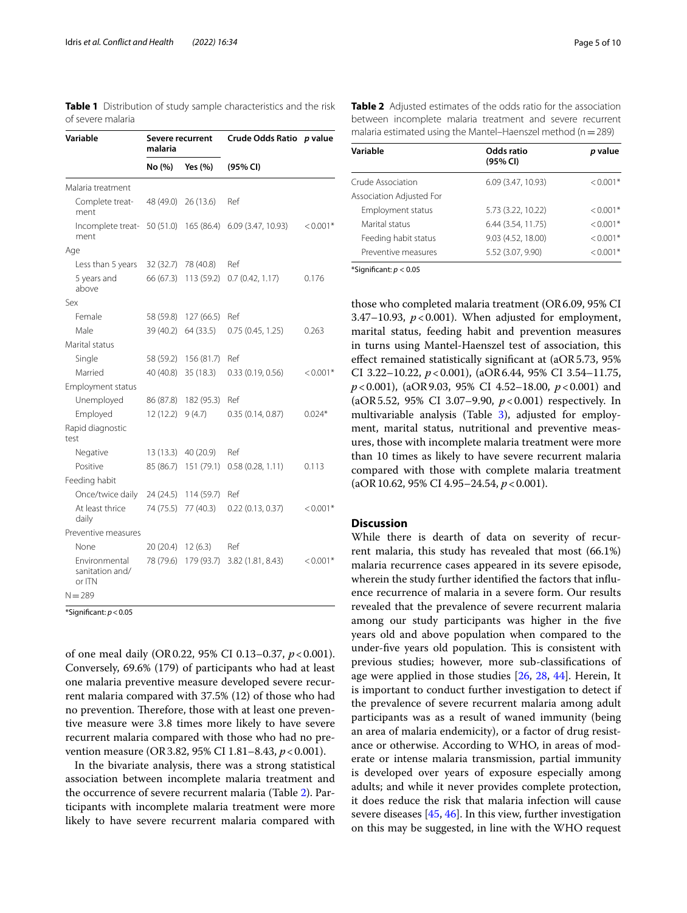**Table 1** Distribution of study sample characteristics and the risk of severe malaria

| Variable | Severe recurrent malaria | | Crude Odds Ratio | p value |
|---|---|---|---|---|
| | No (%) | Yes (%) | (95% CI) | |
| Malaria treatment | | | | |
| Complete treatment | 48 (49.0) | 26 (13.6) | Ref | |
| Incomplete treatment | 50 (51.0) | 165 (86.4) | 6.09 (3.47, 10.93) | < 0.001* |
| Age | | | | |
| Less than 5 years | 32 (32.7) | 78 (40.8) | Ref | |
| 5 years and above | 66 (67.3) | 113 (59.2) | 0.7 (0.42, 1.17) | 0.176 |
| Sex | | | | |
| Female | 58 (59.8) | 127 (66.5) | Ref | |
| Male | 39 (40.2) | 64 (33.5) | 0.75 (0.45, 1.25) | 0.263 |
| Marital status | | | | |
| Single | 58 (59.2) | 156 (81.7) | Ref | |
| Married | 40 (40.8) | 35 (18.3) | 0.33 (0.19, 0.56) | < 0.001* |
| Employment status | | | | |
| Unemployed | 86 (87.8) | 182 (95.3) | Ref | |
| Employed | 12 (12.2) | 9 (4.7) | 0.35 (0.14, 0.87) | 0.024* |
| Rapid diagnostic test | | | | |
| Negative | 13 (13.3) | 40 (20.9) | Ref | |
| Positive | 85 (86.7) | 151 (79.1) | 0.58 (0.28, 1.11) | 0.113 |
| Feeding habit | | | | |
| Once/twice daily | 24 (24.5) | 114 (59.7) | Ref | |
| At least thrice daily | 74 (75.5) | 77 (40.3) | 0.22 (0.13, 0.37) | < 0.001* |
| Preventive measures | | | | |
| None | 20 (20.4) | 12 (6.3) | Ref | |
| Environmental sanitation and/or ITN | 78 (79.6) | 179 (93.7) | 3.82 (1.81, 8.43) | < 0.001* |
| N = 289 | | | | |

*Significant: $p < 0.05$

of one meal daily (OR 0.22, 95% CI 0.13–0.37, $p < 0.001$). Conversely, 69.6% (179) of participants who had at least one malaria preventive measure developed severe recurrent malaria compared with 37.5% (12) of those who had no prevention. Therefore, those with at least one preventive measure were 3.8 times more likely to have severe recurrent malaria compared with those who had no prevention measure (OR 3.82, 95% CI 1.81–8.43, $p < 0.001$).

In the bivariate analysis, there was a strong statistical association between incomplete malaria treatment and the occurrence of severe recurrent malaria (Table 2). Participants with incomplete malaria treatment were more likely to have severe recurrent malaria compared with those who completed malaria treatment (OR 6.09, 95% CI 3.47–10.93, $p < 0.001$). When adjusted for employment, marital status, feeding habit and prevention measures in turns using Mantel-Haenszel test of association, this effect remained statistically significant at (aOR 5.73, 95% CI 3.22–10.22, $p < 0.001$), (aOR 6.44, 95% CI 3.54–11.75, $p < 0.001$), (aOR 9.03, 95% CI 4.52–18.00, $p < 0.001$) and (aOR 5.52, 95% CI 3.07–9.90, $p < 0.001$) respectively. In multivariable analysis (Table 3), adjusted for employment, marital status, nutritional and preventive measures, those with incomplete malaria treatment were more than 10 times as likely to have severe recurrent malaria compared with those with complete malaria treatment (aOR 10.62, 95% CI 4.95–24.54, $p < 0.001$).

**Table 2** Adjusted estimates of the odds ratio for the association between incomplete malaria treatment and severe recurrent malaria estimated using the Mantel–Haenszel method (n = 289)

| Variable | Odds ratio (95% CI) | p value |
|---|---|---|
| Crude Association | 6.09 (3.47, 10.93) | < 0.001* |
| Association Adjusted For | | |
| Employment status | 5.73 (3.22, 10.22) | < 0.001* |
| Marital status | 6.44 (3.54, 11.75) | < 0.001* |
| Feeding habit status | 9.03 (4.52, 18.00) | < 0.001* |
| Preventive measures | 5.52 (3.07, 9.90) | < 0.001* |

*Significant: $p < 0.05$

## Discussion

While there is dearth of data on severity of recurrent malaria, this study has revealed that most (66.1%) malaria recurrence cases appeared in its severe episode, wherein the study further identified the factors that influence recurrence of malaria in a severe form. Our results revealed that the prevalence of severe recurrent malaria among our study participants was higher in the five years old and above population when compared to the under-five years old population. This is consistent with previous studies; however, more sub-classifications of age were applied in those studies [26, 28, 44]. Herein, It is important to conduct further investigation to detect if the prevalence of severe recurrent malaria among adult participants was as a result of waned immunity (being an area of malaria endemicity), or a factor of drug resistance or otherwise. According to WHO, in areas of moderate or intense malaria transmission, partial immunity is developed over years of exposure especially among adults; and while it never provides complete protection, it does reduce the risk that malaria infection will cause severe diseases [45, 46]. In this view, further investigation on this may be suggested, in line with the WHO request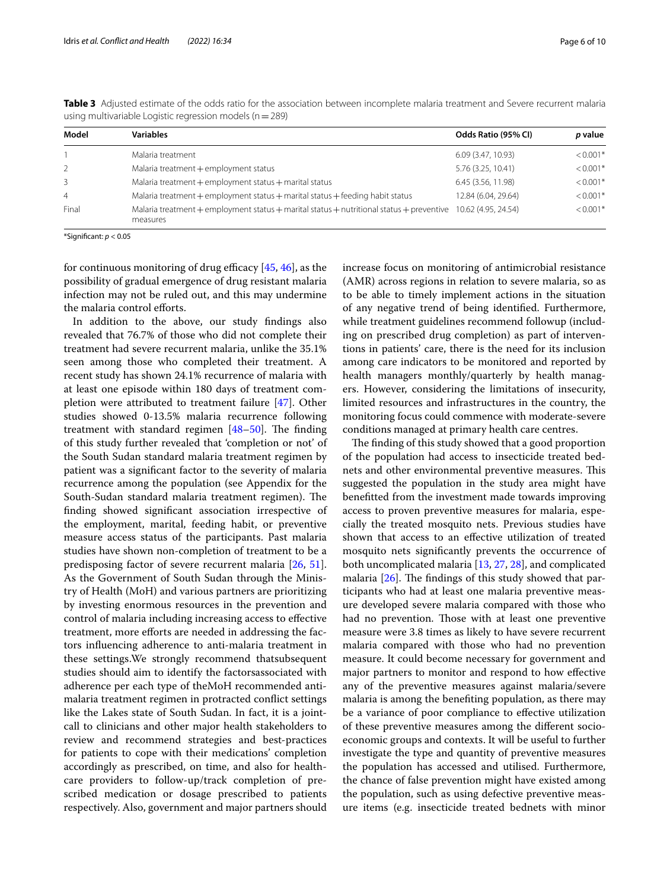**Table 3** Adjusted estimate of the odds ratio for the association between incomplete malaria treatment and Severe recurrent malaria using multivariable Logistic regression models (n = 289)

| Model | Variables | Odds Ratio (95% CI) | *p* value |
|---|---|---|---|
| 1 | Malaria treatment | 6.09 (3.47, 10.93) | < 0.001* |
| 2 | Malaria treatment + employment status | 5.76 (3.25, 10.41) | < 0.001* |
| 3 | Malaria treatment + employment status + marital status | 6.45 (3.56, 11.98) | < 0.001* |
| 4 | Malaria treatment + employment status + marital status + feeding habit status | 12.84 (6.04, 29.64) | < 0.001* |
| Final | Malaria treatment + employment status + marital status + nutritional status + preventive measures | 10.62 (4.95, 24.54) | < 0.001* |

*Significant: $p < 0.05$

for continuous monitoring of drug efficacy [45, 46], as the possibility of gradual emergence of drug resistant malaria infection may not be ruled out, and this may undermine the malaria control efforts.

In addition to the above, our study findings also revealed that 76.7% of those who did not complete their treatment had severe recurrent malaria, unlike the 35.1% seen among those who completed their treatment. A recent study has shown 24.1% recurrence of malaria with at least one episode within 180 days of treatment completion were attributed to treatment failure [47]. Other studies showed 0-13.5% malaria recurrence following treatment with standard regimen [48–50]. The finding of this study further revealed that 'completion or not' of the South Sudan standard malaria treatment regimen by patient was a significant factor to the severity of malaria recurrence among the population (see Appendix for the South-Sudan standard malaria treatment regimen). The finding showed significant association irrespective of the employment, marital, feeding habit, or preventive measure access status of the participants. Past malaria studies have shown non-completion of treatment to be a predisposing factor of severe recurrent malaria [26, 51]. As the Government of South Sudan through the Ministry of Health (MoH) and various partners are prioritizing by investing enormous resources in the prevention and control of malaria including increasing access to effective treatment, more efforts are needed in addressing the factors influencing adherence to anti-malaria treatment in these settings.We strongly recommend thatsubsequent studies should aim to identify the factorsassociated with adherence per each type of theMoH recommended anti-malaria treatment regimen in protracted conflict settings like the Lakes state of South Sudan. In fact, it is a joint-call to clinicians and other major health stakeholders to review and recommend strategies and best-practices for patients to cope with their medications' completion accordingly as prescribed, on time, and also for health-care providers to follow-up/track completion of prescribed medication or dosage prescribed to patients respectively. Also, government and major partners should increase focus on monitoring of antimicrobial resistance (AMR) across regions in relation to severe malaria, so as to be able to timely implement actions in the situation of any negative trend of being identified. Furthermore, while treatment guidelines recommend followup (including on prescribed drug completion) as part of interventions in patients' care, there is the need for its inclusion among care indicators to be monitored and reported by health managers monthly/quarterly by health managers. However, considering the limitations of insecurity, limited resources and infrastructures in the country, the monitoring focus could commence with moderate-severe conditions managed at primary health care centres.

The finding of this study showed that a good proportion of the population had access to insecticide treated bednets and other environmental preventive measures. This suggested the population in the study area might have benefitted from the investment made towards improving access to proven preventive measures for malaria, especially the treated mosquito nets. Previous studies have shown that access to an effective utilization of treated mosquito nets significantly prevents the occurrence of both uncomplicated malaria [13, 27, 28], and complicated malaria [26]. The findings of this study showed that participants who had at least one malaria preventive measure developed severe malaria compared with those who had no prevention. Those with at least one preventive measure were 3.8 times as likely to have severe recurrent malaria compared with those who had no prevention measure. It could become necessary for government and major partners to monitor and respond to how effective any of the preventive measures against malaria/severe malaria is among the benefiting population, as there may be a variance of poor compliance to effective utilization of these preventive measures among the different socio-economic groups and contexts. It will be useful to further investigate the type and quantity of preventive measures the population has accessed and utilised. Furthermore, the chance of false prevention might have existed among the population, such as using defective preventive measure items (e.g. insecticide treated bednets with minor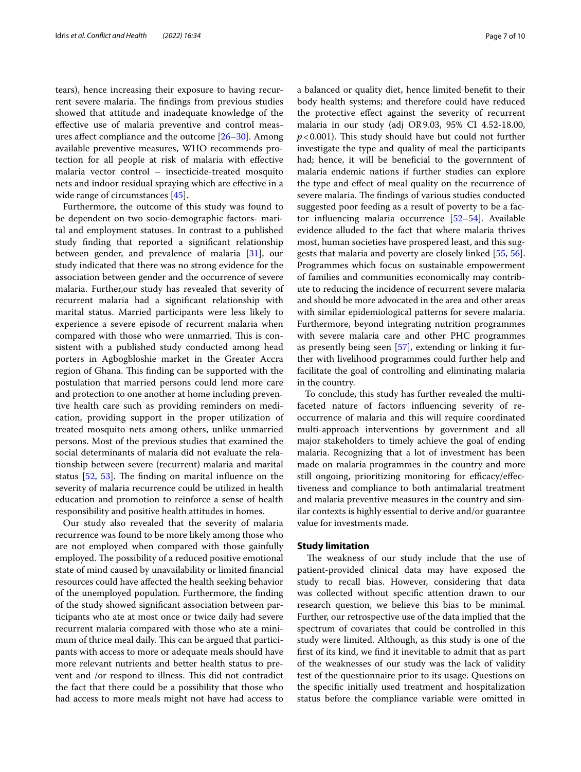tears), hence increasing their exposure to having recurrent severe malaria. The findings from previous studies showed that attitude and inadequate knowledge of the effective use of malaria preventive and control measures affect compliance and the outcome [26–30]. Among available preventive measures, WHO recommends protection for all people at risk of malaria with effective malaria vector control – insecticide-treated mosquito nets and indoor residual spraying which are effective in a wide range of circumstances [45].

Furthermore, the outcome of this study was found to be dependent on two socio-demographic factors- marital and employment statuses. In contrast to a published study finding that reported a significant relationship between gender, and prevalence of malaria [31], our study indicated that there was no strong evidence for the association between gender and the occurrence of severe malaria. Further,our study has revealed that severity of recurrent malaria had a significant relationship with marital status. Married participants were less likely to experience a severe episode of recurrent malaria when compared with those who were unmarried. This is consistent with a published study conducted among head porters in Agbogbloshie market in the Greater Accra region of Ghana. This finding can be supported with the postulation that married persons could lend more care and protection to one another at home including preventive health care such as providing reminders on medication, providing support in the proper utilization of treated mosquito nets among others, unlike unmarried persons. Most of the previous studies that examined the social determinants of malaria did not evaluate the relationship between severe (recurrent) malaria and marital status [52, 53]. The finding on marital influence on the severity of malaria recurrence could be utilized in health education and promotion to reinforce a sense of health responsibility and positive health attitudes in homes.

Our study also revealed that the severity of malaria recurrence was found to be more likely among those who are not employed when compared with those gainfully employed. The possibility of a reduced positive emotional state of mind caused by unavailability or limited financial resources could have affected the health seeking behavior of the unemployed population. Furthermore, the finding of the study showed significant association between participants who ate at most once or twice daily had severe recurrent malaria compared with those who ate a minimum of thrice meal daily. This can be argued that participants with access to more or adequate meals should have more relevant nutrients and better health status to prevent and /or respond to illness. This did not contradict the fact that there could be a possibility that those who had access to more meals might not have had access to a balanced or quality diet, hence limited benefit to their body health systems; and therefore could have reduced the protective effect against the severity of recurrent malaria in our study (adj OR 9.03, 95% CI 4.52-18.00, $p < 0.001$). This study should have but could not further investigate the type and quality of meal the participants had; hence, it will be beneficial to the government of malaria endemic nations if further studies can explore the type and effect of meal quality on the recurrence of severe malaria. The findings of various studies conducted suggested poor feeding as a result of poverty to be a factor influencing malaria occurrence [52–54]. Available evidence alluded to the fact that where malaria thrives most, human societies have prospered least, and this suggests that malaria and poverty are closely linked [55, 56]. Programmes which focus on sustainable empowerment of families and communities economically may contribute to reducing the incidence of recurrent severe malaria and should be more advocated in the area and other areas with similar epidemiological patterns for severe malaria. Furthermore, beyond integrating nutrition programmes with severe malaria care and other PHC programmes as presently being seen [57], extending or linking it further with livelihood programmes could further help and facilitate the goal of controlling and eliminating malaria in the country.

To conclude, this study has further revealed the multifaceted nature of factors influencing severity of reoccurrence of malaria and this will require coordinated multi-approach interventions by government and all major stakeholders to timely achieve the goal of ending malaria. Recognizing that a lot of investment has been made on malaria programmes in the country and more still ongoing, prioritizing monitoring for efficacy/effectiveness and compliance to both antimalarial treatment and malaria preventive measures in the country and similar contexts is highly essential to derive and/or guarantee value for investments made.

## Study limitation

The weakness of our study include that the use of patient-provided clinical data may have exposed the study to recall bias. However, considering that data was collected without specific attention drawn to our research question, we believe this bias to be minimal. Further, our retrospective use of the data implied that the spectrum of covariates that could be controlled in this study were limited. Although, as this study is one of the first of its kind, we find it inevitable to admit that as part of the weaknesses of our study was the lack of validity test of the questionnaire prior to its usage. Questions on the specific initially used treatment and hospitalization status before the compliance variable were omitted in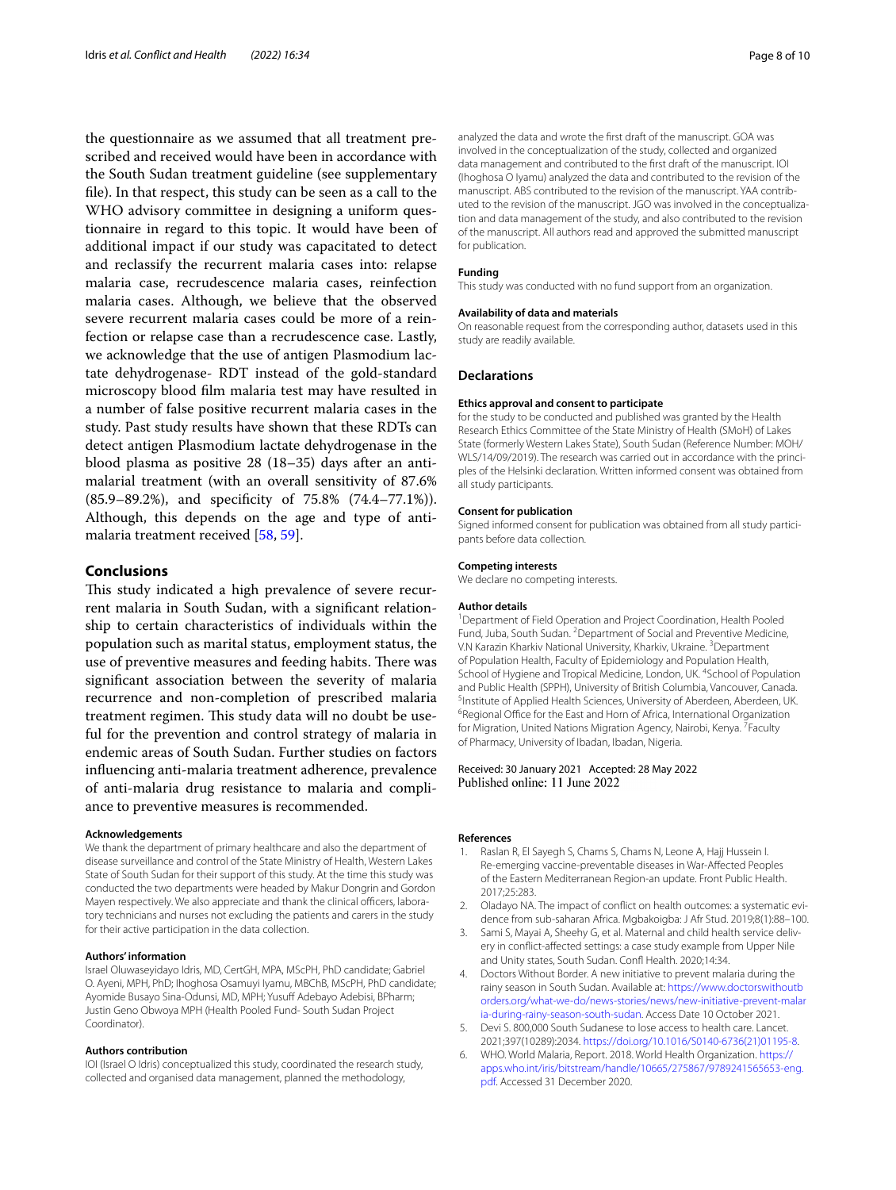the questionnaire as we assumed that all treatment prescribed and received would have been in accordance with the South Sudan treatment guideline (see supplementary file). In that respect, this study can be seen as a call to the WHO advisory committee in designing a uniform questionnaire in regard to this topic. It would have been of additional impact if our study was capacitated to detect and reclassify the recurrent malaria cases into: relapse malaria case, recrudescence malaria cases, reinfection malaria cases. Although, we believe that the observed severe recurrent malaria cases could be more of a reinfection or relapse case than a recrudescence case. Lastly, we acknowledge that the use of antigen Plasmodium lactate dehydrogenase- RDT instead of the gold-standard microscopy blood film malaria test may have resulted in a number of false positive recurrent malaria cases in the study. Past study results have shown that these RDTs can detect antigen Plasmodium lactate dehydrogenase in the blood plasma as positive 28 (18–35) days after an antimalarial treatment (with an overall sensitivity of 87.6% (85.9–89.2%), and specificity of 75.8% (74.4–77.1%)). Although, this depends on the age and type of antimalaria treatment received [58, 59].

## Conclusions

This study indicated a high prevalence of severe recurrent malaria in South Sudan, with a significant relationship to certain characteristics of individuals within the population such as marital status, employment status, the use of preventive measures and feeding habits. There was significant association between the severity of malaria recurrence and non-completion of prescribed malaria treatment regimen. This study data will no doubt be useful for the prevention and control strategy of malaria in endemic areas of South Sudan. Further studies on factors influencing anti-malaria treatment adherence, prevalence of anti-malaria drug resistance to malaria and compliance to preventive measures is recommended.

#### Acknowledgements

We thank the department of primary healthcare and also the department of disease surveillance and control of the State Ministry of Health, Western Lakes State of South Sudan for their support of this study. At the time this study was conducted the two departments were headed by Makur Dongrin and Gordon Mayen respectively. We also appreciate and thank the clinical officers, laboratory technicians and nurses not excluding the patients and carers in the study for their active participation in the data collection.

#### Authors' information

Israel Oluwaseyidayo Idris, MD, CertGH, MPA, MScPH, PhD candidate; Gabriel O. Ayeni, MPH, PhD; Ihoghosa Osamuyi Iyamu, MBChB, MScPH, PhD candidate; Ayomide Busayo Sina-Odunsi, MD, MPH; Yusuff Adebayo Adebisi, BPharm; Justin Geno Obwoya MPH (Health Pooled Fund- South Sudan Project Coordinator).

#### Authors contribution

IOI (Israel O Idris) conceptualized this study, coordinated the research study, collected and organised data management, planned the methodology, analyzed the data and wrote the first draft of the manuscript. GOA was involved in the conceptualization of the study, collected and organized data management and contributed to the first draft of the manuscript. IOI (Ihoghosa O Iyamu) analyzed the data and contributed to the revision of the manuscript. ABS contributed to the revision of the manuscript. YAA contributed to the revision of the manuscript. JGO was involved in the conceptualization and data management of the study, and also contributed to the revision of the manuscript. All authors read and approved the submitted manuscript for publication.

#### Funding

This study was conducted with no fund support from an organization.

#### Availability of data and materials

On reasonable request from the corresponding author, datasets used in this study are readily available.

## Declarations

#### Ethics approval and consent to participate

for the study to be conducted and published was granted by the Health Research Ethics Committee of the State Ministry of Health (SMoH) of Lakes State (formerly Western Lakes State), South Sudan (Reference Number: MOH/WLS/14/09/2019). The research was carried out in accordance with the principles of the Helsinki declaration. Written informed consent was obtained from all study participants.

#### Consent for publication

Signed informed consent for publication was obtained from all study participants before data collection.

#### Competing interests

We declare no competing interests.

#### Author details

[1]Department of Field Operation and Project Coordination, Health Pooled Fund, Juba, South Sudan. [2]Department of Social and Preventive Medicine, V.N Karazin Kharkiv National University, Kharkiv, Ukraine. [3]Department of Population Health, Faculty of Epidemiology and Population Health, School of Hygiene and Tropical Medicine, London, UK. [4]School of Population and Public Health (SPPH), University of British Columbia, Vancouver, Canada. [5]Institute of Applied Health Sciences, University of Aberdeen, Aberdeen, UK. [6]Regional Office for the East and Horn of Africa, International Organization for Migration, United Nations Migration Agency, Nairobi, Kenya. [7]Faculty of Pharmacy, University of Ibadan, Ibadan, Nigeria.

Received: 30 January 2021 Accepted: 28 May 2022
Published online: 11 June 2022

#### References

1. Raslan R, El Sayegh S, Chams S, Chams N, Leone A, Hajj Hussein I. Re-emerging vaccine-preventable diseases in War-Affected Peoples of the Eastern Mediterranean Region-an update. Front Public Health. 2017;25:283.
2. Oladayo NA. The impact of conflict on health outcomes: a systematic evidence from sub-saharan Africa. Mgbakoigba: J Afr Stud. 2019;8(1):88–100.
3. Sami S, Mayai A, Sheehy G, et al. Maternal and child health service delivery in conflict-affected settings: a case study example from Upper Nile and Unity states, South Sudan. Confl Health. 2020;14:34.
4. Doctors Without Border. A new initiative to prevent malaria during the rainy season in South Sudan. Available at: https://www.doctorswithoutborders.org/what-we-do/news-stories/news/new-initiative-prevent-malaria-during-rainy-season-south-sudan. Access Date 10 October 2021.
5. Devi S. 800,000 South Sudanese to lose access to health care. Lancet. 2021;397(10289):2034. https://doi.org/10.1016/S0140-6736(21)01195-8.
6. WHO. World Malaria, Report. 2018. World Health Organization. https://apps.who.int/iris/bitstream/handle/10665/275867/9789241565653-eng.pdf. Accessed 31 December 2020.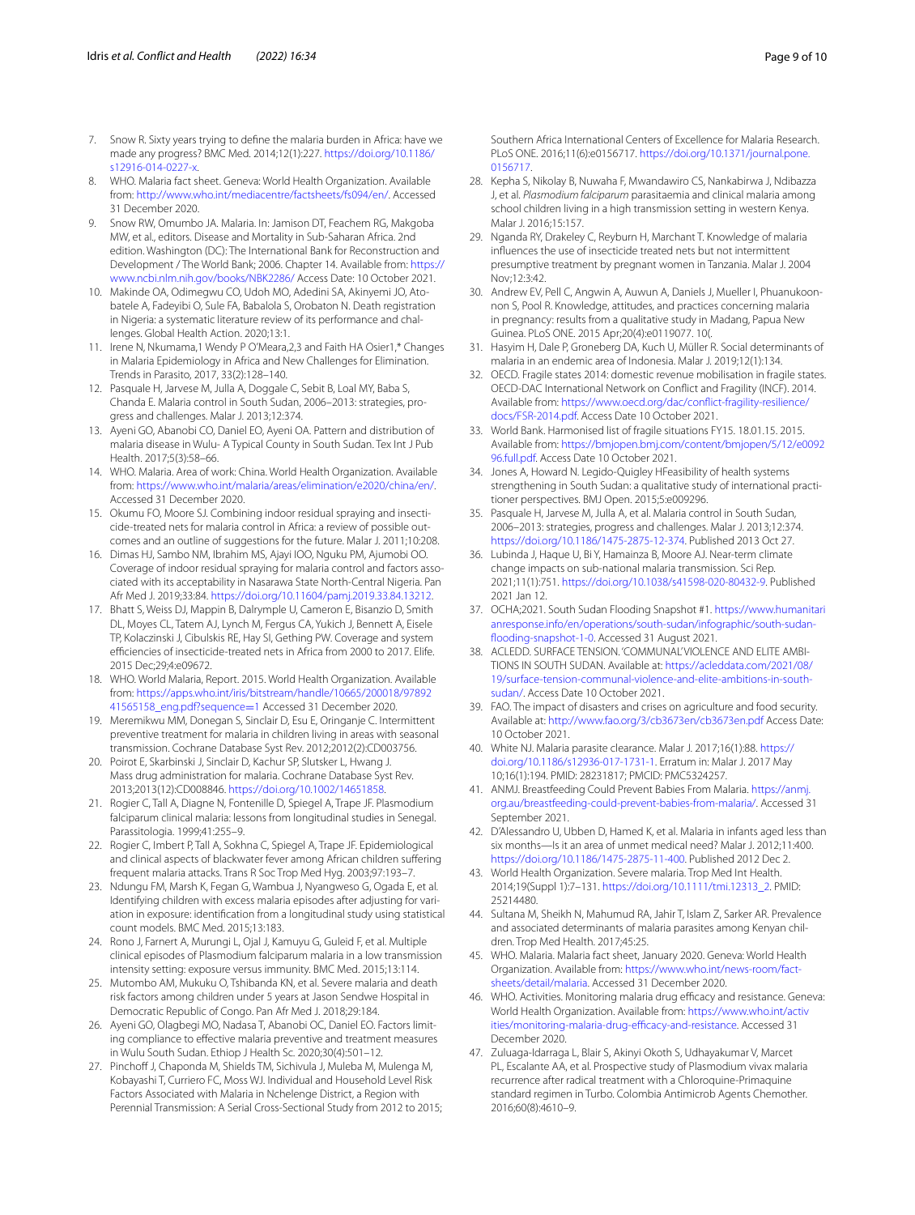7. Snow R. Sixty years trying to define the malaria burden in Africa: have we made any progress? BMC Med. 2014;12(1):227. https://doi.org/10.1186/s12916-014-0227-x.
8. WHO. Malaria fact sheet. Geneva: World Health Organization. Available from: http://www.who.int/mediacentre/factsheets/fs094/en/. Accessed 31 December 2020.
9. Snow RW, Omumbo JA. Malaria. In: Jamison DT, Feachem RG, Makgoba MW, et al., editors. Disease and Mortality in Sub-Saharan Africa. 2nd edition. Washington (DC): The International Bank for Reconstruction and Development / The World Bank; 2006. Chapter 14. Available from: https://www.ncbi.nlm.nih.gov/books/NBK2286/ Access Date: 10 October 2021.
10. Makinde OA, Odimegwu CO, Udoh MO, Adedini SA, Akinyemi JO, Atobatele A, Fadeyibi O, Sule FA, Babalola S, Orobaton N. Death registration in Nigeria: a systematic literature review of its performance and challenges. Global Health Action. 2020;13:1.
11. Irene N, Nkumama,1 Wendy P O'Meara,2,3 and Faith HA Osier1,* Changes in Malaria Epidemiology in Africa and New Challenges for Elimination. Trends in Parasito, 2017, 33(2):128–140.
12. Pasquale H, Jarvese M, Julla A, Doggale C, Sebit B, Loal MY, Baba S, Chanda E. Malaria control in South Sudan, 2006–2013: strategies, progress and challenges. Malar J. 2013;12:374.
13. Ayeni GO, Abanobi CO, Daniel EO, Ayeni OA. Pattern and distribution of malaria disease in Wulu- A Typical County in South Sudan. Tex Int J Pub Health. 2017;5(3):58–66.
14. WHO. Malaria. Area of work: China. World Health Organization. Available from: https://www.who.int/malaria/areas/elimination/e2020/china/en/. Accessed 31 December 2020.
15. Okumu FO, Moore SJ. Combining indoor residual spraying and insecticide-treated nets for malaria control in Africa: a review of possible outcomes and an outline of suggestions for the future. Malar J. 2011;10:208.
16. Dimas HJ, Sambo NM, Ibrahim MS, Ajayi IOO, Nguku PM, Ajumobi OO. Coverage of indoor residual spraying for malaria control and factors associated with its acceptability in Nasarawa State North-Central Nigeria. Pan Afr Med J. 2019;33:84. https://doi.org/10.11604/pamj.2019.33.84.13212.
17. Bhatt S, Weiss DJ, Mappin B, Dalrymple U, Cameron E, Bisanzio D, Smith DL, Moyes CL, Tatem AJ, Lynch M, Fergus CA, Yukich J, Bennett A, Eisele TP, Kolaczinski J, Cibulskis RE, Hay SI, Gething PW. Coverage and system efficiencies of insecticide-treated nets in Africa from 2000 to 2017. Elife. 2015 Dec;29;4:e09672.
18. WHO. World Malaria, Report. 2015. World Health Organization. Available from: https://apps.who.int/iris/bitstream/handle/10665/200018/9789241565158_eng.pdf?sequence=1 Accessed 31 December 2020.
19. Meremikwu MM, Donegan S, Sinclair D, Esu E, Oringanje C. Intermittent preventive treatment for malaria in children living in areas with seasonal transmission. Cochrane Database Syst Rev. 2012;2012(2):CD003756.
20. Poirot E, Skarbinski J, Sinclair D, Kachur SP, Slutsker L, Hwang J. Mass drug administration for malaria. Cochrane Database Syst Rev. 2013;2013(12):CD008846. https://doi.org/10.1002/14651858.
21. Rogier C, Tall A, Diagne N, Fontenille D, Spiegel A, Trape JF. Plasmodium falciparum clinical malaria: lessons from longitudinal studies in Senegal. Parassitologia. 1999;41:255–9.
22. Rogier C, Imbert P, Tall A, Sokhna C, Spiegel A, Trape JF. Epidemiological and clinical aspects of blackwater fever among African children suffering frequent malaria attacks. Trans R Soc Trop Med Hyg. 2003;97:193–7.
23. Ndungu FM, Marsh K, Fegan G, Wambua J, Nyangweso G, Ogada E, et al. Identifying children with excess malaria episodes after adjusting for variation in exposure: identification from a longitudinal study using statistical count models. BMC Med. 2015;13:183.
24. Rono J, Farnert A, Murungi L, Ojal J, Kamuyu G, Guleid F, et al. Multiple clinical episodes of Plasmodium falciparum malaria in a low transmission intensity setting: exposure versus immunity. BMC Med. 2015;13:114.
25. Mutombo AM, Mukuku O, Tshibanda KN, et al. Severe malaria and death risk factors among children under 5 years at Jason Sendwe Hospital in Democratic Republic of Congo. Pan Afr Med J. 2018;29:184.
26. Ayeni GO, Olagbegi MO, Nadasa T, Abanobi OC, Daniel EO. Factors limiting compliance to effective malaria preventive and treatment measures in Wulu South Sudan. Ethiop J Health Sc. 2020;30(4):501–12.
27. Pinchoff J, Chaponda M, Shields TM, Sichivula J, Muleba M, Mulenga M, Kobayashi T, Curriero FC, Moss WJ. Individual and Household Level Risk Factors Associated with Malaria in Nchelenge District, a Region with Perennial Transmission: A Serial Cross-Sectional Study from 2012 to 2015; Southern Africa International Centers of Excellence for Malaria Research. PLoS ONE. 2016;11(6):e0156717. https://doi.org/10.1371/journal.pone.0156717.
28. Kepha S, Nikolay B, Nuwaha F, Mwandawiro CS, Nankabirwa J, Ndibazza J, et al. *Plasmodium falciparum* parasitaemia and clinical malaria among school children living in a high transmission setting in western Kenya. Malar J. 2016;15:157.
29. Nganda RY, Drakeley C, Reyburn H, Marchant T. Knowledge of malaria influences the use of insecticide treated nets but not intermittent presumptive treatment by pregnant women in Tanzania. Malar J. 2004 Nov;12:3:42.
30. Andrew EV, Pell C, Angwin A, Auwun A, Daniels J, Mueller I, Phuanukoonnon S, Pool R. Knowledge, attitudes, and practices concerning malaria in pregnancy: results from a qualitative study in Madang, Papua New Guinea. PLoS ONE. 2015 Apr;20(4):e0119077. 10(.
31. Hasyim H, Dale P, Groneberg DA, Kuch U, Müller R. Social determinants of malaria in an endemic area of Indonesia. Malar J. 2019;12(1):134.
32. OECD. Fragile states 2014: domestic revenue mobilisation in fragile states. OECD-DAC International Network on Conflict and Fragility (INCF). 2014. Available from: https://www.oecd.org/dac/conflict-fragility-resilience/docs/FSR-2014.pdf. Access Date 10 October 2021.
33. World Bank. Harmonised list of fragile situations FY15. 18.01.15. 2015. Available from: https://bmjopen.bmj.com/content/bmjopen/5/12/e009296.full.pdf. Access Date 10 October 2021.
34. Jones A, Howard N. Legido-Quigley HFeasibility of health systems strengthening in South Sudan: a qualitative study of international practitioner perspectives. BMJ Open. 2015;5:e009296.
35. Pasquale H, Jarvese M, Julla A, et al. Malaria control in South Sudan, 2006–2013: strategies, progress and challenges. Malar J. 2013;12:374. https://doi.org/10.1186/1475-2875-12-374. Published 2013 Oct 27.
36. Lubinda J, Haque U, Bi Y, Hamainza B, Moore AJ. Near-term climate change impacts on sub-national malaria transmission. Sci Rep. 2021;11(1):751. https://doi.org/10.1038/s41598-020-80432-9. Published 2021 Jan 12.
37. OCHA;2021. South Sudan Flooding Snapshot #1. https://www.humanitarianresponse.info/en/operations/south-sudan/infographic/south-sudan-flooding-snapshot-1-0. Accessed 31 August 2021.
38. ACLEDD. SURFACE TENSION. 'COMMUNAL' VIOLENCE AND ELITE AMBITIONS IN SOUTH SUDAN. Available at: https://acleddata.com/2021/08/19/surface-tension-communal-violence-and-elite-ambitions-in-south-sudan/. Access Date 10 October 2021.
39. FAO. The impact of disasters and crises on agriculture and food security. Available at: http://www.fao.org/3/cb3673en/cb3673en.pdf Access Date: 10 October 2021.
40. White NJ. Malaria parasite clearance. Malar J. 2017;16(1):88. https://doi.org/10.1186/s12936-017-1731-1. Erratum in: Malar J. 2017 May 16;16(1):194. PMID: 28231817; PMCID: PMC5324257.
41. ANMJ. Breastfeeding Could Prevent Babies From Malaria. https://anmj.org.au/breastfeeding-could-prevent-babies-from-malaria/. Accessed 31 September 2021.
42. D'Alessandro U, Ubben D, Hamed K, et al. Malaria in infants aged less than six months—Is it an area of unmet medical need? Malar J. 2012;11:400. https://doi.org/10.1186/1475-2875-11-400. Published 2012 Dec 2.
43. World Health Organization. Severe malaria. Trop Med Int Health. 2014;19(Suppl 1):7–131. https://doi.org/10.1111/tmi.12313_2. PMID: 25214480.
44. Sultana M, Sheikh N, Mahumud RA, Jahir T, Islam Z, Sarker AR. Prevalence and associated determinants of malaria parasites among Kenyan children. Trop Med Health. 2017;45:25.
45. WHO. Malaria. Malaria fact sheet, January 2020. Geneva: World Health Organization. Available from: https://www.who.int/news-room/fact-sheets/detail/malaria. Accessed 31 December 2020.
46. WHO. Activities. Monitoring malaria drug efficacy and resistance. Geneva: World Health Organization. Available from: https://www.who.int/activities/monitoring-malaria-drug-efficacy-and-resistance. Accessed 31 December 2020.
47. Zuluaga-Idarraga L, Blair S, Akinyi Okoth S, Udhayakumar V, Marcet PL, Escalante AA, et al. Prospective study of Plasmodium vivax malaria recurrence after radical treatment with a Chloroquine-Primaquine standard regimen in Turbo. Colombia Antimicrob Agents Chemother. 2016;60(8):4610–9.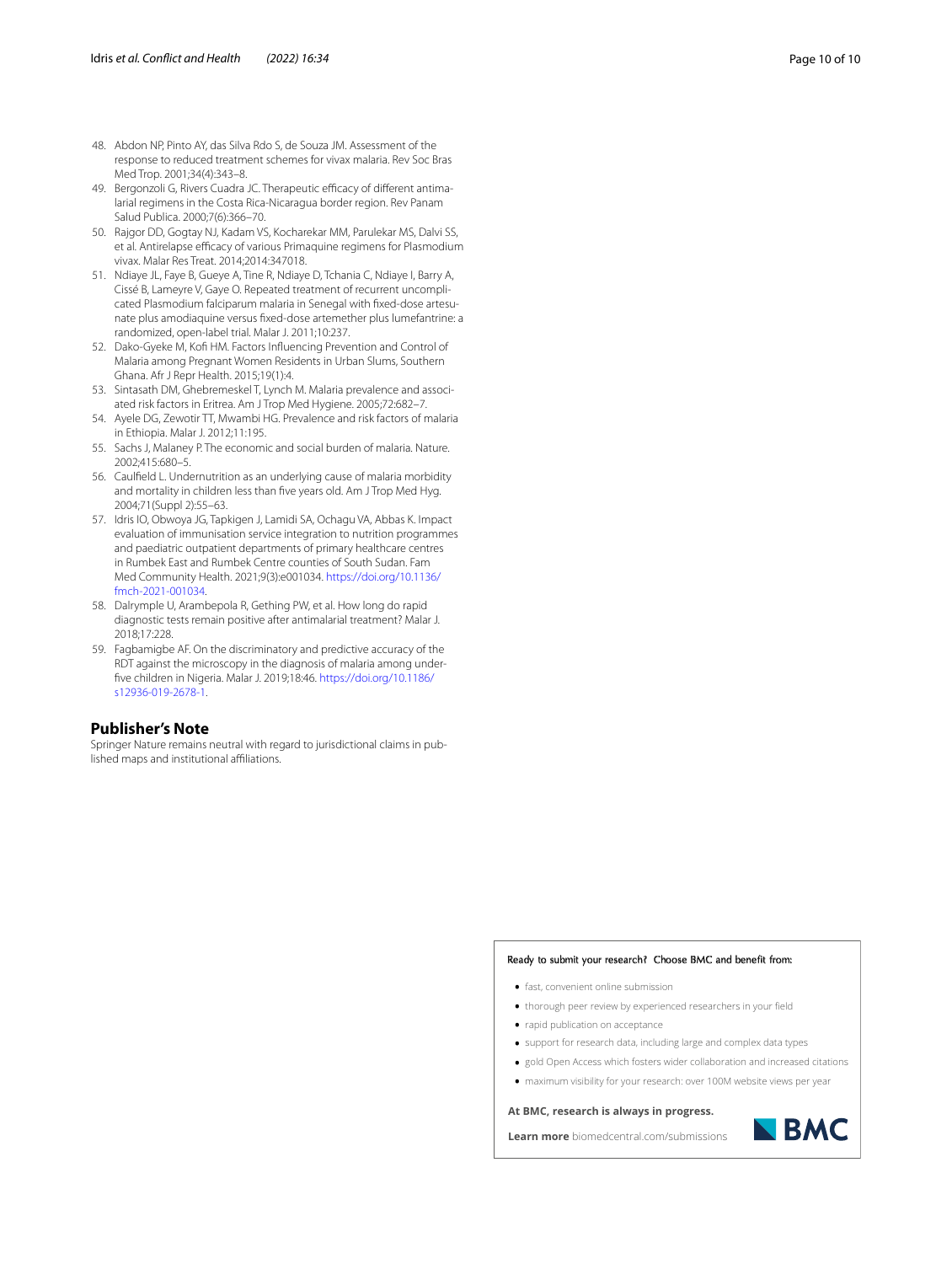48. Abdon NP, Pinto AY, das Silva Rdo S, de Souza JM. Assessment of the response to reduced treatment schemes for vivax malaria. Rev Soc Bras Med Trop. 2001;34(4):343–8.
49. Bergonzoli G, Rivers Cuadra JC. Therapeutic efficacy of different antimalarial regimens in the Costa Rica-Nicaragua border region. Rev Panam Salud Publica. 2000;7(6):366–70.
50. Rajgor DD, Gogtay NJ, Kadam VS, Kocharekar MM, Parulekar MS, Dalvi SS, et al. Antirelapse efficacy of various Primaquine regimens for Plasmodium vivax. Malar Res Treat. 2014;2014:347018.
51. Ndiaye JL, Faye B, Gueye A, Tine R, Ndiaye D, Tchania C, Ndiaye I, Barry A, Cissé B, Lameyre V, Gaye O. Repeated treatment of recurrent uncomplicated Plasmodium falciparum malaria in Senegal with fixed-dose artesunate plus amodiaquine versus fixed-dose artemether plus lumefantrine: a randomized, open-label trial. Malar J. 2011;10:237.
52. Dako-Gyeke M, Kofi HM. Factors Influencing Prevention and Control of Malaria among Pregnant Women Residents in Urban Slums, Southern Ghana. Afr J Repr Health. 2015;19(1):4.
53. Sintasath DM, Ghebremeskel T, Lynch M. Malaria prevalence and associated risk factors in Eritrea. Am J Trop Med Hygiene. 2005;72:682–7.
54. Ayele DG, Zewotir TT, Mwambi HG. Prevalence and risk factors of malaria in Ethiopia. Malar J. 2012;11:195.
55. Sachs J, Malaney P. The economic and social burden of malaria. Nature. 2002;415:680–5.
56. Caulfield L. Undernutrition as an underlying cause of malaria morbidity and mortality in children less than five years old. Am J Trop Med Hyg. 2004;71(Suppl 2):55–63.
57. Idris IO, Obwoya JG, Tapkigen J, Lamidi SA, Ochagu VA, Abbas K. Impact evaluation of immunisation service integration to nutrition programmes and paediatric outpatient departments of primary healthcare centres in Rumbek East and Rumbek Centre counties of South Sudan. Fam Med Community Health. 2021;9(3):e001034. https://doi.org/10.1136/fmch-2021-001034.
58. Dalrymple U, Arambepola R, Gething PW, et al. How long do rapid diagnostic tests remain positive after antimalarial treatment? Malar J. 2018;17:228.
59. Fagbamigbe AF. On the discriminatory and predictive accuracy of the RDT against the microscopy in the diagnosis of malaria among under-five children in Nigeria. Malar J. 2019;18:46. https://doi.org/10.1186/s12936-019-2678-1.

## Publisher's Note

Springer Nature remains neutral with regard to jurisdictional claims in published maps and institutional affiliations.

Ready to submit your research? Choose BMC and benefit from:

- fast, convenient online submission
- thorough peer review by experienced researchers in your field
- rapid publication on acceptance
- support for research data, including large and complex data types
- gold Open Access which fosters wider collaboration and increased citations
- maximum visibility for your research: over 100M website views per year

**At BMC, research is always in progress.**

**Learn more** biomedcentral.com/submissions

BMC